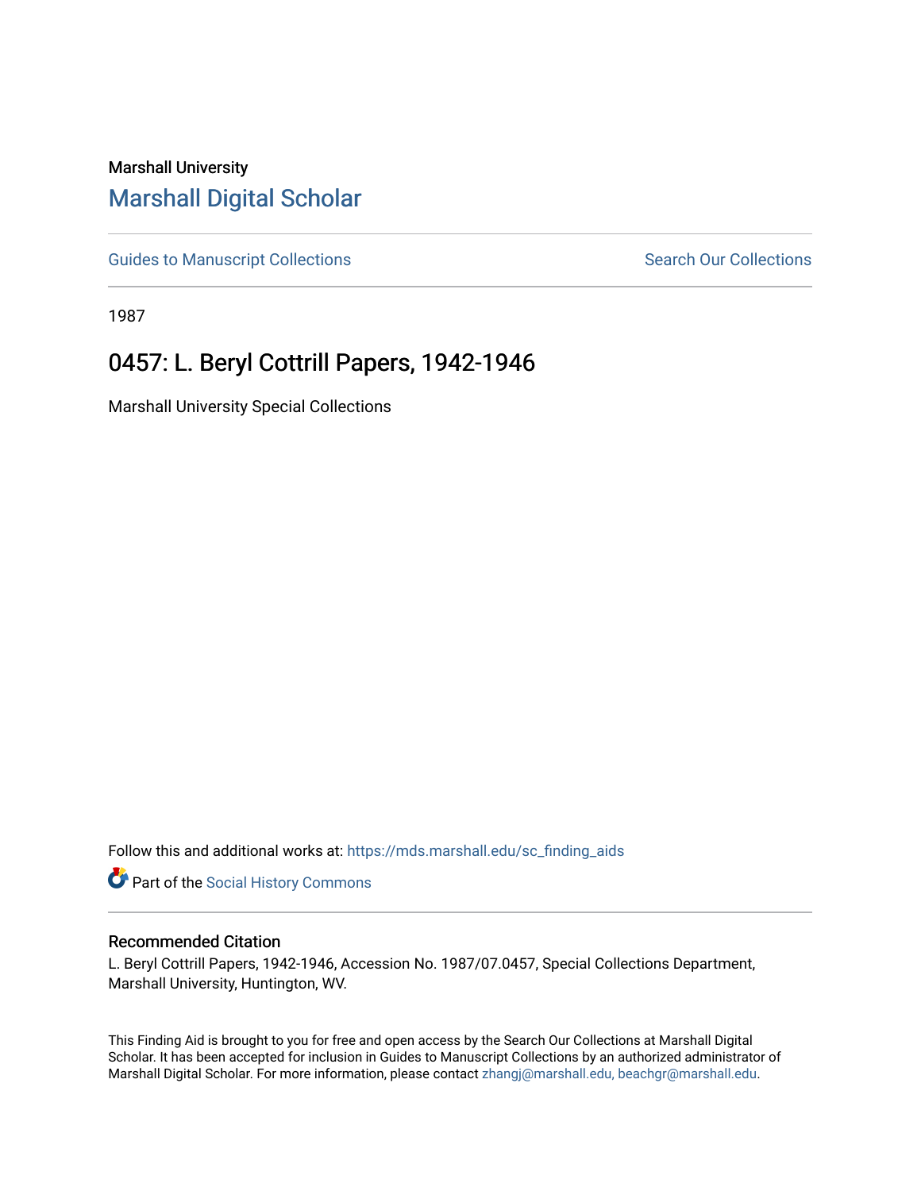Marshall University

# Marshall Digital Scholar

Guides to Manuscript Collections

Search Our Collections

1987

## 0457: L. Beryl Cottrill Papers, 1942-1946

Marshall University Special Collections

Follow this and additional works at: https://mds.marshall.edu/sc_finding_aids

Part of the Social History Commons

### Recommended Citation

L. Beryl Cottrill Papers, 1942-1946, Accession No. 1987/07.0457, Special Collections Department, Marshall University, Huntington, WV.

This Finding Aid is brought to you for free and open access by the Search Our Collections at Marshall Digital Scholar. It has been accepted for inclusion in Guides to Manuscript Collections by an authorized administrator of Marshall Digital Scholar. For more information, please contact zhangj@marshall.edu, beachgr@marshall.edu.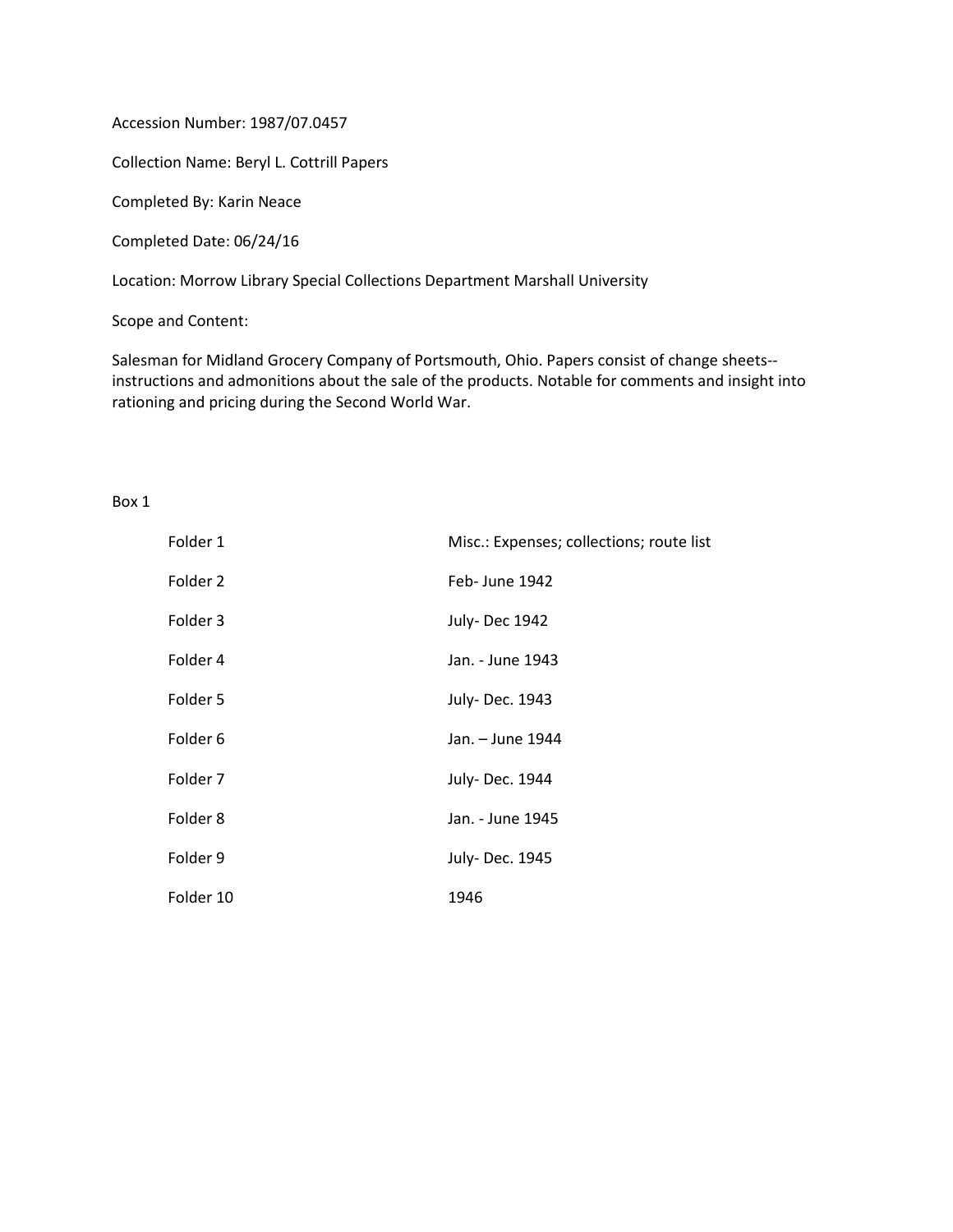Accession Number: 1987/07.0457

Collection Name: Beryl L. Cottrill Papers

Completed By: Karin Neace

Completed Date: 06/24/16

Location: Morrow Library Special Collections Department Marshall University

Scope and Content:

Salesman for Midland Grocery Company of Portsmouth, Ohio. Papers consist of change sheets--instructions and admonitions about the sale of the products. Notable for comments and insight into rationing and pricing during the Second World War.

Box 1

| | |
|---|---|
| Folder 1 | Misc.: Expenses; collections; route list |
| Folder 2 | Feb- June 1942 |
| Folder 3 | July- Dec 1942 |
| Folder 4 | Jan. - June 1943 |
| Folder 5 | July- Dec. 1943 |
| Folder 6 | Jan. – June 1944 |
| Folder 7 | July- Dec. 1944 |
| Folder 8 | Jan. - June 1945 |
| Folder 9 | July- Dec. 1945 |
| Folder 10 | 1946 |